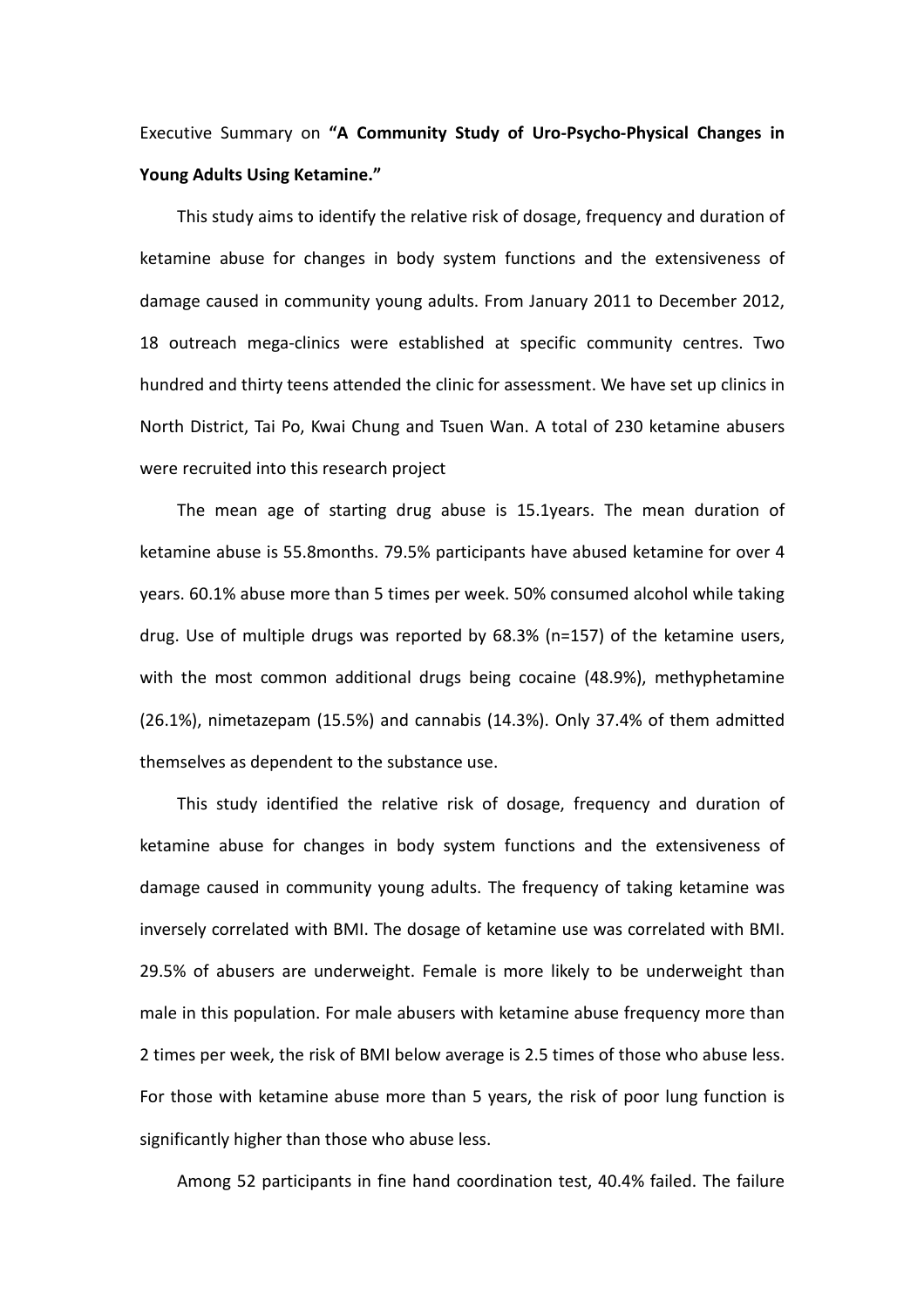Executive Summary on **"A Community Study of Uro-Psycho-Physical Changes in Young Adults Using Ketamine."**

This study aims to identify the relative risk of dosage, frequency and duration of ketamine abuse for changes in body system functions and the extensiveness of damage caused in community young adults. From January 2011 to December 2012, 18 outreach mega-clinics were established at specific community centres. Two hundred and thirty teens attended the clinic for assessment. We have set up clinics in North District, Tai Po, Kwai Chung and Tsuen Wan. A total of 230 ketamine abusers were recruited into this research project

The mean age of starting drug abuse is 15.1years. The mean duration of ketamine abuse is 55.8months. 79.5% participants have abused ketamine for over 4 years. 60.1% abuse more than 5 times per week. 50% consumed alcohol while taking drug. Use of multiple drugs was reported by 68.3% (n=157) of the ketamine users, with the most common additional drugs being cocaine (48.9%), methyphetamine (26.1%), nimetazepam (15.5%) and cannabis (14.3%). Only 37.4% of them admitted themselves as dependent to the substance use.

This study identified the relative risk of dosage, frequency and duration of ketamine abuse for changes in body system functions and the extensiveness of damage caused in community young adults. The frequency of taking ketamine was inversely correlated with BMI. The dosage of ketamine use was correlated with BMI. 29.5% of abusers are underweight. Female is more likely to be underweight than male in this population. For male abusers with ketamine abuse frequency more than 2 times per week, the risk of BMI below average is 2.5 times of those who abuse less. For those with ketamine abuse more than 5 years, the risk of poor lung function is significantly higher than those who abuse less.

Among 52 participants in fine hand coordination test, 40.4% failed. The failure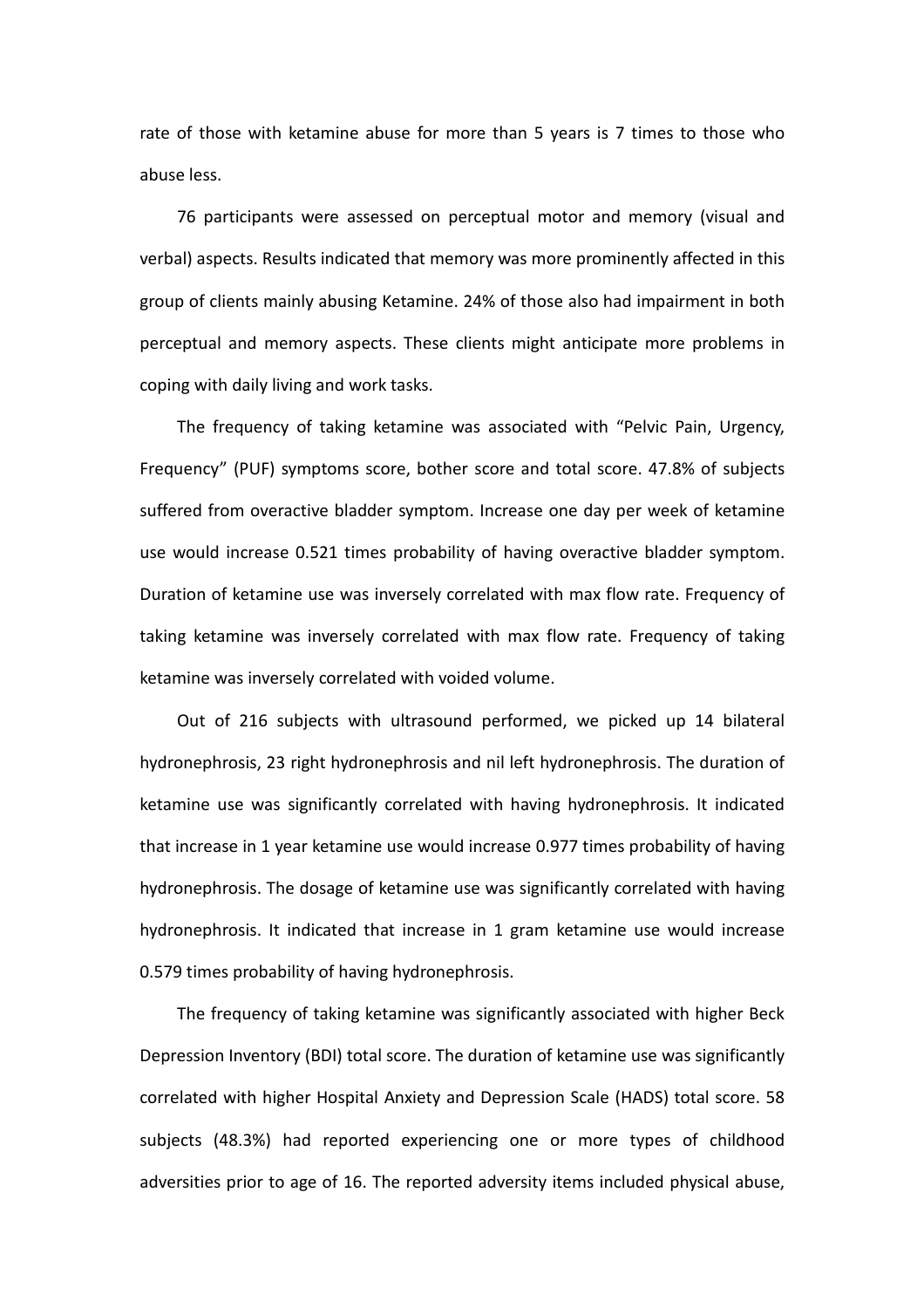rate of those with ketamine abuse for more than 5 years is 7 times to those who abuse less.

76 participants were assessed on perceptual motor and memory (visual and verbal) aspects. Results indicated that memory was more prominently affected in this group of clients mainly abusing Ketamine. 24% of those also had impairment in both perceptual and memory aspects. These clients might anticipate more problems in coping with daily living and work tasks.

The frequency of taking ketamine was associated with "Pelvic Pain, Urgency, Frequency" (PUF) symptoms score, bother score and total score. 47.8% of subjects suffered from overactive bladder symptom. Increase one day per week of ketamine use would increase 0.521 times probability of having overactive bladder symptom. Duration of ketamine use was inversely correlated with max flow rate. Frequency of taking ketamine was inversely correlated with max flow rate. Frequency of taking ketamine was inversely correlated with voided volume.

Out of 216 subjects with ultrasound performed, we picked up 14 bilateral hydronephrosis, 23 right hydronephrosis and nil left hydronephrosis. The duration of ketamine use was significantly correlated with having hydronephrosis. It indicated that increase in 1 year ketamine use would increase 0.977 times probability of having hydronephrosis. The dosage of ketamine use was significantly correlated with having hydronephrosis. It indicated that increase in 1 gram ketamine use would increase 0.579 times probability of having hydronephrosis.

The frequency of taking ketamine was significantly associated with higher Beck Depression Inventory (BDI) total score. The duration of ketamine use was significantly correlated with higher Hospital Anxiety and Depression Scale (HADS) total score. 58 subjects (48.3%) had reported experiencing one or more types of childhood adversities prior to age of 16. The reported adversity items included physical abuse,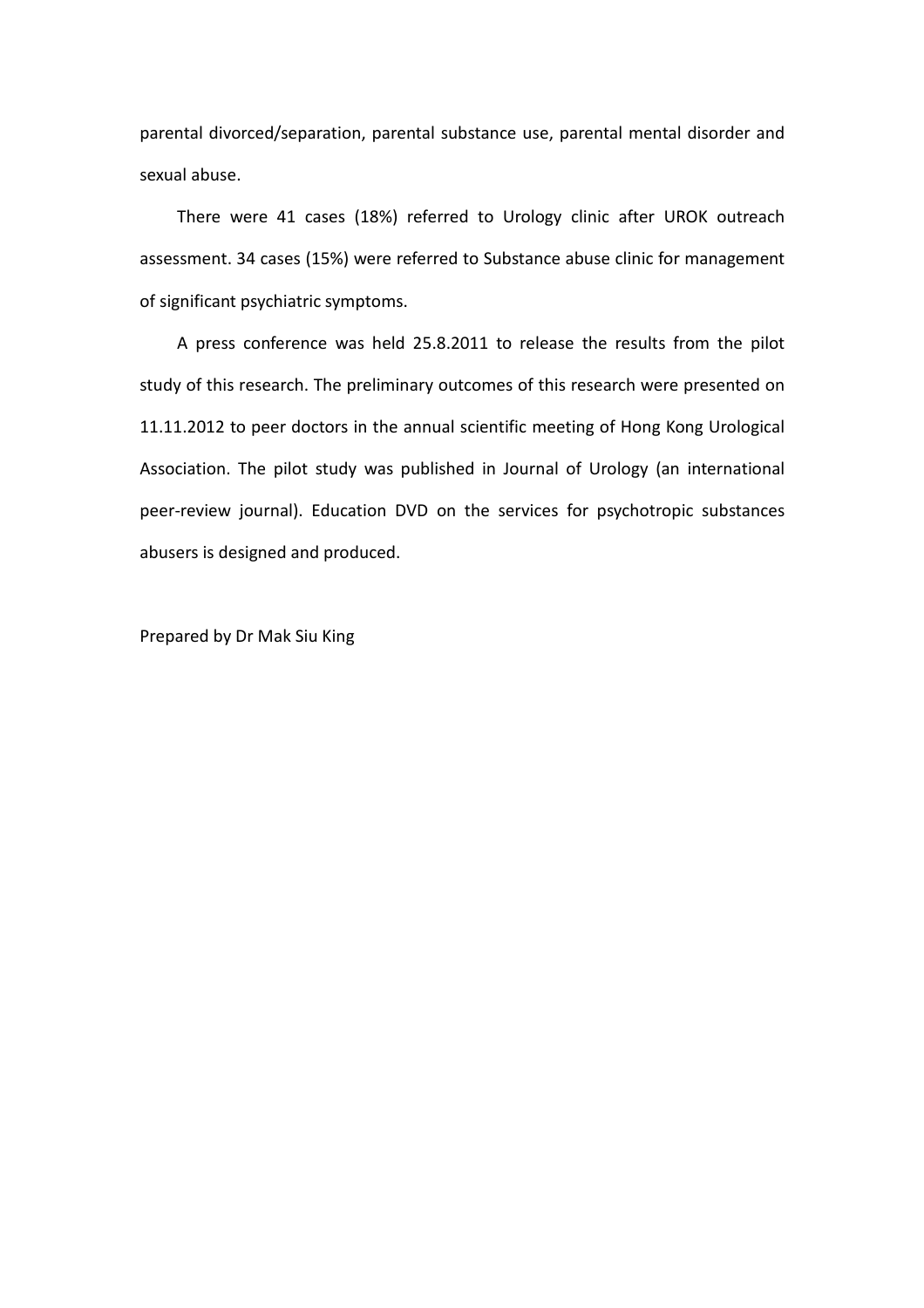parental divorced/separation, parental substance use, parental mental disorder and sexual abuse.

There were 41 cases (18%) referred to Urology clinic after UROK outreach assessment. 34 cases (15%) were referred to Substance abuse clinic for management of significant psychiatric symptoms.

A press conference was held 25.8.2011 to release the results from the pilot study of this research. The preliminary outcomes of this research were presented on 11.11.2012 to peer doctors in the annual scientific meeting of Hong Kong Urological Association. The pilot study was published in Journal of Urology (an international peer-review journal). Education DVD on the services for psychotropic substances abusers is designed and produced.

Prepared by Dr Mak Siu King